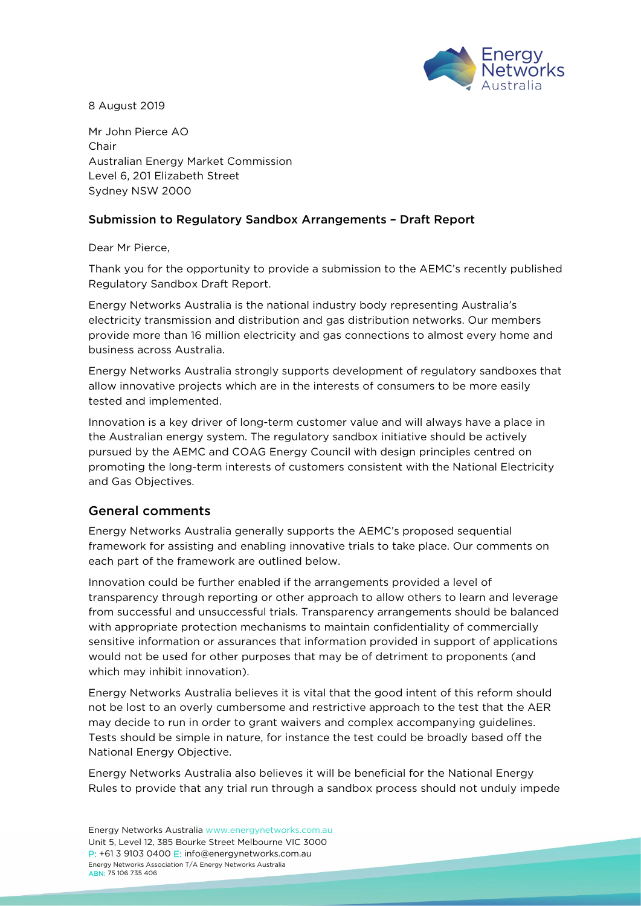8 August 2019

Mr John Pierce AO
Chair
Australian Energy Market Commission
Level 6, 201 Elizabeth Street
Sydney NSW 2000

**Submission to Regulatory Sandbox Arrangements – Draft Report**

Dear Mr Pierce,

Thank you for the opportunity to provide a submission to the AEMC's recently published Regulatory Sandbox Draft Report.

Energy Networks Australia is the national industry body representing Australia's electricity transmission and distribution and gas distribution networks. Our members provide more than 16 million electricity and gas connections to almost every home and business across Australia.

Energy Networks Australia strongly supports development of regulatory sandboxes that allow innovative projects which are in the interests of consumers to be more easily tested and implemented.

Innovation is a key driver of long-term customer value and will always have a place in the Australian energy system. The regulatory sandbox initiative should be actively pursued by the AEMC and COAG Energy Council with design principles centred on promoting the long-term interests of customers consistent with the National Electricity and Gas Objectives.

## General comments

Energy Networks Australia generally supports the AEMC's proposed sequential framework for assisting and enabling innovative trials to take place. Our comments on each part of the framework are outlined below.

Innovation could be further enabled if the arrangements provided a level of transparency through reporting or other approach to allow others to learn and leverage from successful and unsuccessful trials. Transparency arrangements should be balanced with appropriate protection mechanisms to maintain confidentiality of commercially sensitive information or assurances that information provided in support of applications would not be used for other purposes that may be of detriment to proponents (and which may inhibit innovation).

Energy Networks Australia believes it is vital that the good intent of this reform should not be lost to an overly cumbersome and restrictive approach to the test that the AER may decide to run in order to grant waivers and complex accompanying guidelines. Tests should be simple in nature, for instance the test could be broadly based off the National Energy Objective.

Energy Networks Australia also believes it will be beneficial for the National Energy Rules to provide that any trial run through a sandbox process should not unduly impede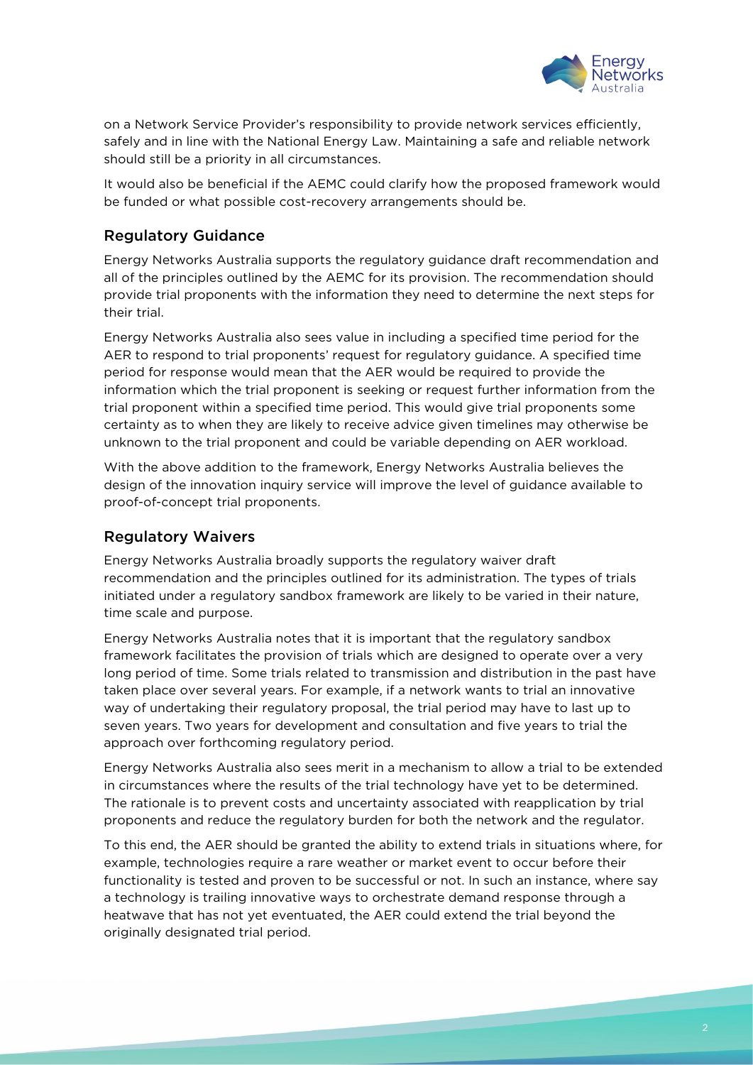on a Network Service Provider's responsibility to provide network services efficiently, safely and in line with the National Energy Law. Maintaining a safe and reliable network should still be a priority in all circumstances.

It would also be beneficial if the AEMC could clarify how the proposed framework would be funded or what possible cost-recovery arrangements should be.

## Regulatory Guidance

Energy Networks Australia supports the regulatory guidance draft recommendation and all of the principles outlined by the AEMC for its provision. The recommendation should provide trial proponents with the information they need to determine the next steps for their trial.

Energy Networks Australia also sees value in including a specified time period for the AER to respond to trial proponents' request for regulatory guidance. A specified time period for response would mean that the AER would be required to provide the information which the trial proponent is seeking or request further information from the trial proponent within a specified time period. This would give trial proponents some certainty as to when they are likely to receive advice given timelines may otherwise be unknown to the trial proponent and could be variable depending on AER workload.

With the above addition to the framework, Energy Networks Australia believes the design of the innovation inquiry service will improve the level of guidance available to proof-of-concept trial proponents.

## Regulatory Waivers

Energy Networks Australia broadly supports the regulatory waiver draft recommendation and the principles outlined for its administration. The types of trials initiated under a regulatory sandbox framework are likely to be varied in their nature, time scale and purpose.

Energy Networks Australia notes that it is important that the regulatory sandbox framework facilitates the provision of trials which are designed to operate over a very long period of time. Some trials related to transmission and distribution in the past have taken place over several years. For example, if a network wants to trial an innovative way of undertaking their regulatory proposal, the trial period may have to last up to seven years. Two years for development and consultation and five years to trial the approach over forthcoming regulatory period.

Energy Networks Australia also sees merit in a mechanism to allow a trial to be extended in circumstances where the results of the trial technology have yet to be determined. The rationale is to prevent costs and uncertainty associated with reapplication by trial proponents and reduce the regulatory burden for both the network and the regulator.

To this end, the AER should be granted the ability to extend trials in situations where, for example, technologies require a rare weather or market event to occur before their functionality is tested and proven to be successful or not. In such an instance, where say a technology is trailing innovative ways to orchestrate demand response through a heatwave that has not yet eventuated, the AER could extend the trial beyond the originally designated trial period.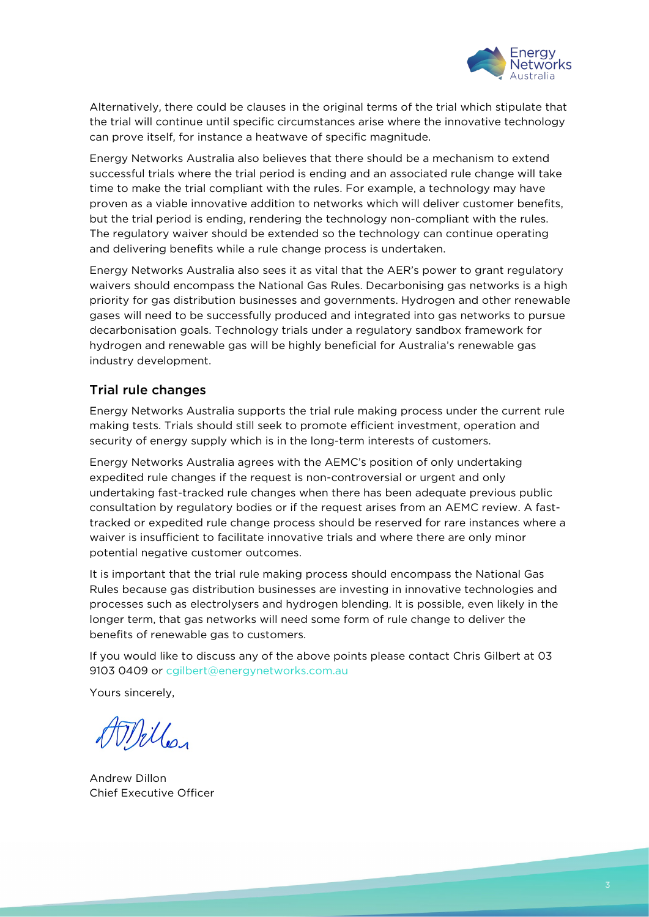Alternatively, there could be clauses in the original terms of the trial which stipulate that the trial will continue until specific circumstances arise where the innovative technology can prove itself, for instance a heatwave of specific magnitude.

Energy Networks Australia also believes that there should be a mechanism to extend successful trials where the trial period is ending and an associated rule change will take time to make the trial compliant with the rules. For example, a technology may have proven as a viable innovative addition to networks which will deliver customer benefits, but the trial period is ending, rendering the technology non-compliant with the rules. The regulatory waiver should be extended so the technology can continue operating and delivering benefits while a rule change process is undertaken.

Energy Networks Australia also sees it as vital that the AER's power to grant regulatory waivers should encompass the National Gas Rules. Decarbonising gas networks is a high priority for gas distribution businesses and governments. Hydrogen and other renewable gases will need to be successfully produced and integrated into gas networks to pursue decarbonisation goals. Technology trials under a regulatory sandbox framework for hydrogen and renewable gas will be highly beneficial for Australia's renewable gas industry development.

## Trial rule changes

Energy Networks Australia supports the trial rule making process under the current rule making tests. Trials should still seek to promote efficient investment, operation and security of energy supply which is in the long-term interests of customers.

Energy Networks Australia agrees with the AEMC's position of only undertaking expedited rule changes if the request is non-controversial or urgent and only undertaking fast-tracked rule changes when there has been adequate previous public consultation by regulatory bodies or if the request arises from an AEMC review. A fast-tracked or expedited rule change process should be reserved for rare instances where a waiver is insufficient to facilitate innovative trials and where there are only minor potential negative customer outcomes.

It is important that the trial rule making process should encompass the National Gas Rules because gas distribution businesses are investing in innovative technologies and processes such as electrolysers and hydrogen blending. It is possible, even likely in the longer term, that gas networks will need some form of rule change to deliver the benefits of renewable gas to customers.

If you would like to discuss any of the above points please contact Chris Gilbert at 03 9103 0409 or cgilbert@energynetworks.com.au

Yours sincerely,

Andrew Dillon
Chief Executive Officer